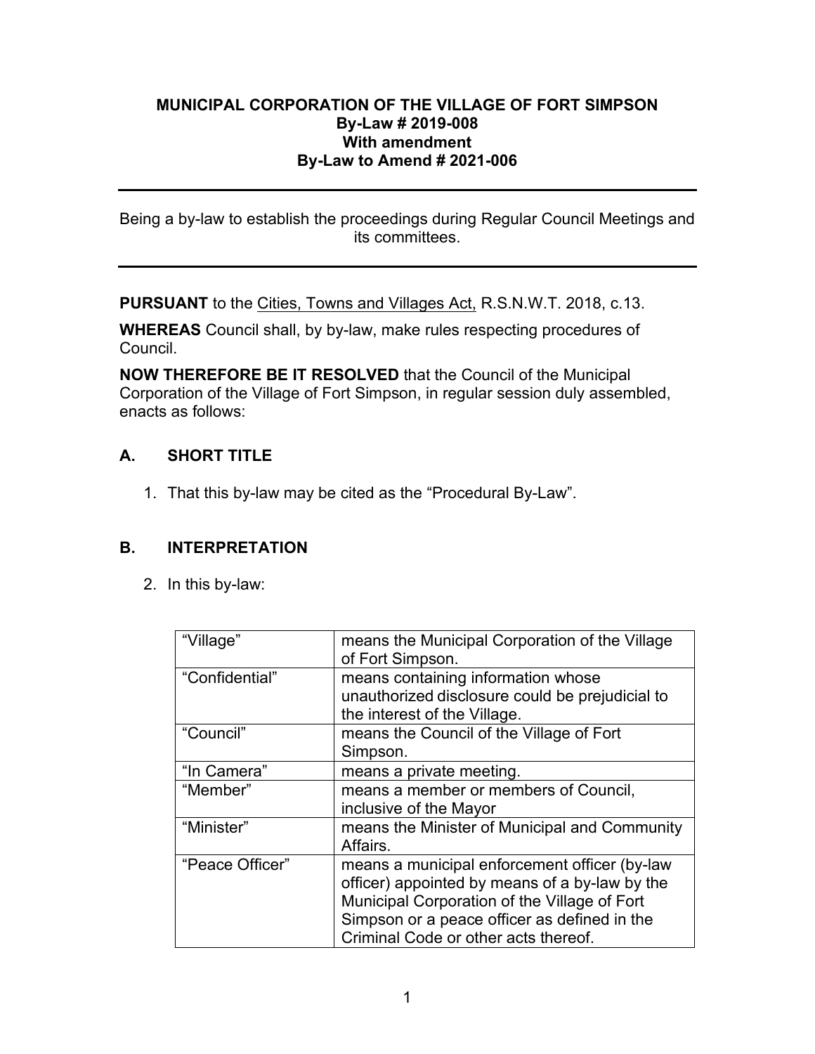**MUNICIPAL CORPORATION OF THE VILLAGE OF FORT SIMPSON**
**By-Law # 2019-008**
**With amendment**
**By-Law to Amend # 2021-006**

---

Being a by-law to establish the proceedings during Regular Council Meetings and its committees.

---

**PURSUANT** to the Cities, Towns and Villages Act, R.S.N.W.T. 2018, c.13.

**WHEREAS** Council shall, by by-law, make rules respecting procedures of Council.

**NOW THEREFORE BE IT RESOLVED** that the Council of the Municipal Corporation of the Village of Fort Simpson, in regular session duly assembled, enacts as follows:

## A. SHORT TITLE

1. That this by-law may be cited as the "Procedural By-Law".

## B. INTERPRETATION

2. In this by-law:

| | |
|---|---|
| "Village" | means the Municipal Corporation of the Village of Fort Simpson. |
| "Confidential" | means containing information whose unauthorized disclosure could be prejudicial to the interest of the Village. |
| "Council" | means the Council of the Village of Fort Simpson. |
| "In Camera" | means a private meeting. |
| "Member" | means a member or members of Council, inclusive of the Mayor |
| "Minister" | means the Minister of Municipal and Community Affairs. |
| "Peace Officer" | means a municipal enforcement officer (by-law officer) appointed by means of a by-law by the Municipal Corporation of the Village of Fort Simpson or a peace officer as defined in the Criminal Code or other acts thereof. |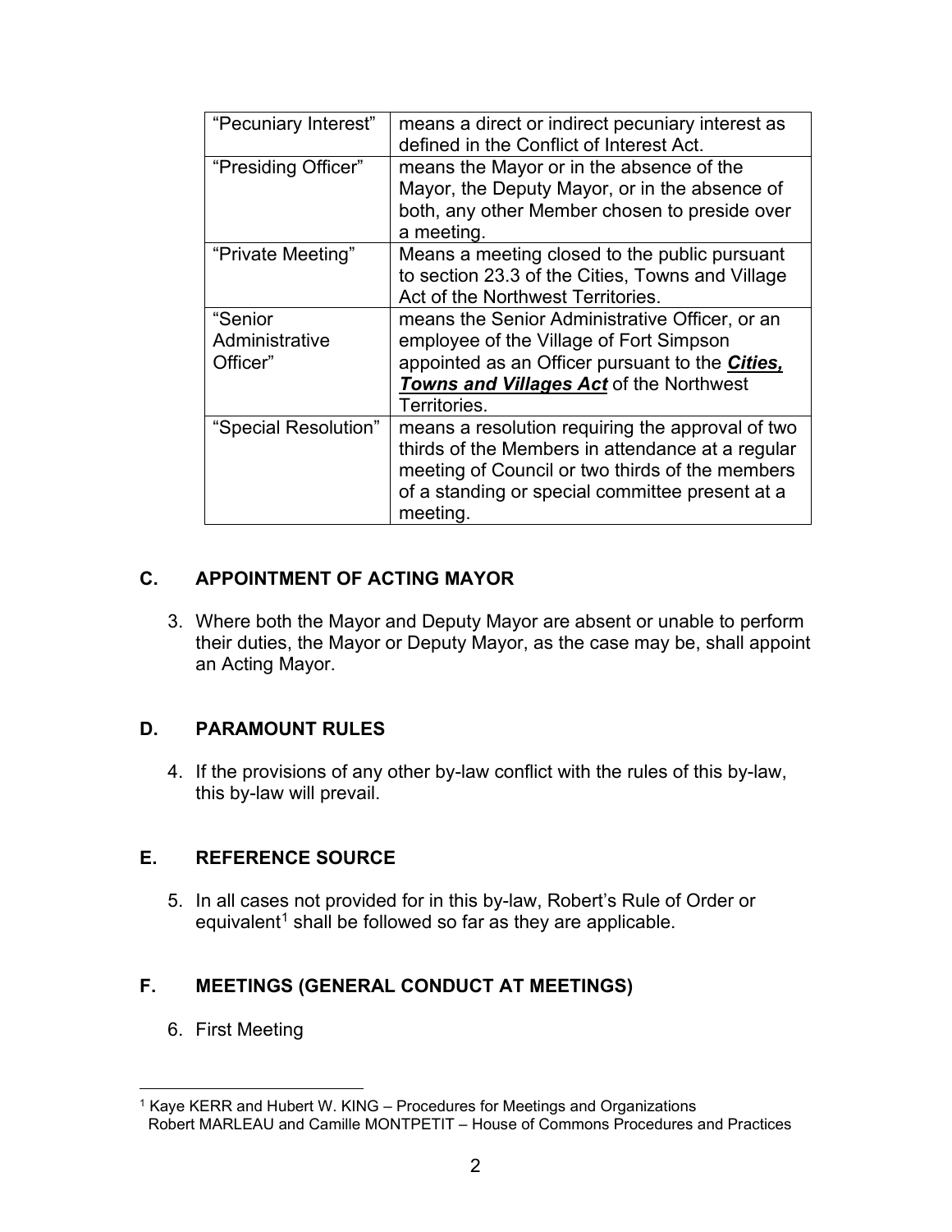| | |
|---|---|
| “Pecuniary Interest” | means a direct or indirect pecuniary interest as defined in the Conflict of Interest Act. |
| “Presiding Officer” | means the Mayor or in the absence of the Mayor, the Deputy Mayor, or in the absence of both, any other Member chosen to preside over a meeting. |
| “Private Meeting” | Means a meeting closed to the public pursuant to section 23.3 of the Cities, Towns and Village Act of the Northwest Territories. |
| “Senior Administrative Officer” | means the Senior Administrative Officer, or an employee of the Village of Fort Simpson appointed as an Officer pursuant to the ***Cities, Towns and Villages Act*** of the Northwest Territories. |
| “Special Resolution” | means a resolution requiring the approval of two thirds of the Members in attendance at a regular meeting of Council or two thirds of the members of a standing or special committee present at a meeting. |

## C. APPOINTMENT OF ACTING MAYOR

3. Where both the Mayor and Deputy Mayor are absent or unable to perform their duties, the Mayor or Deputy Mayor, as the case may be, shall appoint an Acting Mayor.

## D. PARAMOUNT RULES

4. If the provisions of any other by-law conflict with the rules of this by-law, this by-law will prevail.

## E. REFERENCE SOURCE

5. In all cases not provided for in this by-law, Robert’s Rule of Order or equivalent[1] shall be followed so far as they are applicable.

## F. MEETINGS (GENERAL CONDUCT AT MEETINGS)

6. First Meeting

---

[1] Kaye KERR and Hubert W. KING – Procedures for Meetings and Organizations
Robert MARLEAU and Camille MONTPETIT – House of Commons Procedures and Practices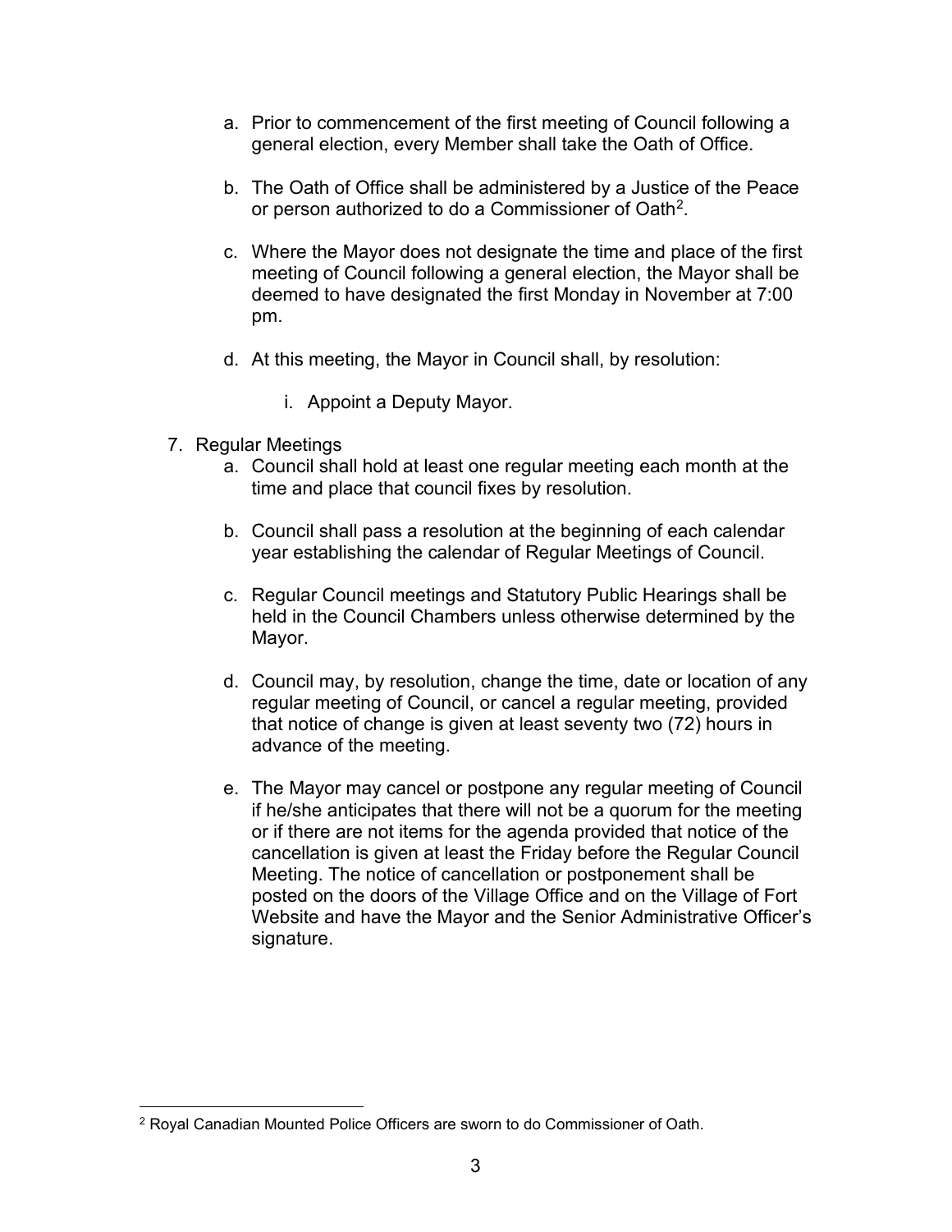a. Prior to commencement of the first meeting of Council following a general election, every Member shall take the Oath of Office.

b. The Oath of Office shall be administered by a Justice of the Peace or person authorized to do a Commissioner of Oath[2].

c. Where the Mayor does not designate the time and place of the first meeting of Council following a general election, the Mayor shall be deemed to have designated the first Monday in November at 7:00 pm.

d. At this meeting, the Mayor in Council shall, by resolution:

   i. Appoint a Deputy Mayor.

7. Regular Meetings
   a. Council shall hold at least one regular meeting each month at the time and place that council fixes by resolution.

   b. Council shall pass a resolution at the beginning of each calendar year establishing the calendar of Regular Meetings of Council.

   c. Regular Council meetings and Statutory Public Hearings shall be held in the Council Chambers unless otherwise determined by the Mayor.

   d. Council may, by resolution, change the time, date or location of any regular meeting of Council, or cancel a regular meeting, provided that notice of change is given at least seventy two (72) hours in advance of the meeting.

   e. The Mayor may cancel or postpone any regular meeting of Council if he/she anticipates that there will not be a quorum for the meeting or if there are not items for the agenda provided that notice of the cancellation is given at least the Friday before the Regular Council Meeting. The notice of cancellation or postponement shall be posted on the doors of the Village Office and on the Village of Fort Website and have the Mayor and the Senior Administrative Officer's signature.

---

[2] Royal Canadian Mounted Police Officers are sworn to do Commissioner of Oath.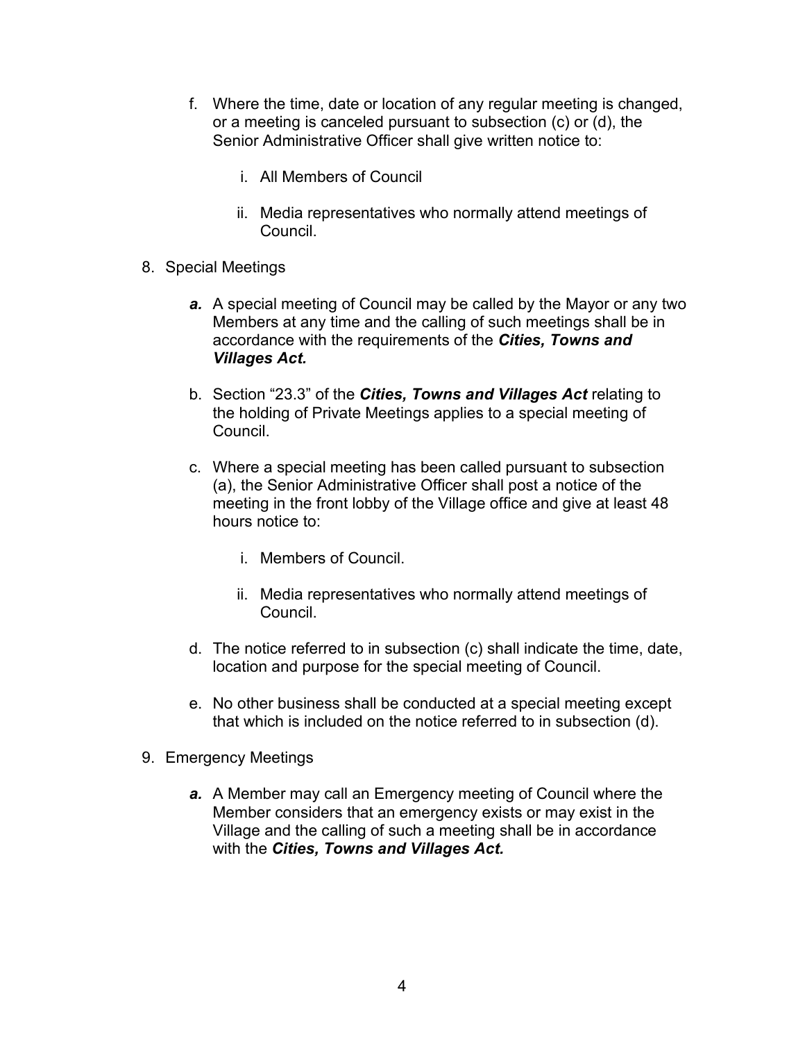f. Where the time, date or location of any regular meeting is changed, or a meeting is canceled pursuant to subsection (c) or (d), the Senior Administrative Officer shall give written notice to:

   i. All Members of Council

   ii. Media representatives who normally attend meetings of Council.

8. Special Meetings

   ***a.*** A special meeting of Council may be called by the Mayor or any two Members at any time and the calling of such meetings shall be in accordance with the requirements of the ***Cities, Towns and Villages Act.***

   b. Section "23.3" of the ***Cities, Towns and Villages Act*** relating to the holding of Private Meetings applies to a special meeting of Council.

   c. Where a special meeting has been called pursuant to subsection (a), the Senior Administrative Officer shall post a notice of the meeting in the front lobby of the Village office and give at least 48 hours notice to:

      i. Members of Council.

      ii. Media representatives who normally attend meetings of Council.

   d. The notice referred to in subsection (c) shall indicate the time, date, location and purpose for the special meeting of Council.

   e. No other business shall be conducted at a special meeting except that which is included on the notice referred to in subsection (d).

9. Emergency Meetings

   ***a.*** A Member may call an Emergency meeting of Council where the Member considers that an emergency exists or may exist in the Village and the calling of such a meeting shall be in accordance with the ***Cities, Towns and Villages Act.***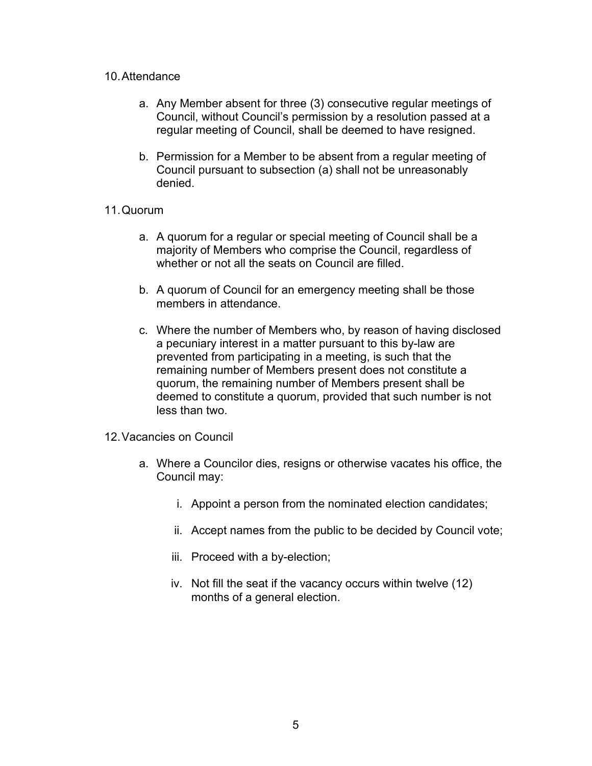10. Attendance

   a. Any Member absent for three (3) consecutive regular meetings of Council, without Council's permission by a resolution passed at a regular meeting of Council, shall be deemed to have resigned.

   b. Permission for a Member to be absent from a regular meeting of Council pursuant to subsection (a) shall not be unreasonably denied.

11. Quorum

   a. A quorum for a regular or special meeting of Council shall be a majority of Members who comprise the Council, regardless of whether or not all the seats on Council are filled.

   b. A quorum of Council for an emergency meeting shall be those members in attendance.

   c. Where the number of Members who, by reason of having disclosed a pecuniary interest in a matter pursuant to this by-law are prevented from participating in a meeting, is such that the remaining number of Members present does not constitute a quorum, the remaining number of Members present shall be deemed to constitute a quorum, provided that such number is not less than two.

12. Vacancies on Council

   a. Where a Councilor dies, resigns or otherwise vacates his office, the Council may:

      i. Appoint a person from the nominated election candidates;

      ii. Accept names from the public to be decided by Council vote;

      iii. Proceed with a by-election;

      iv. Not fill the seat if the vacancy occurs within twelve (12) months of a general election.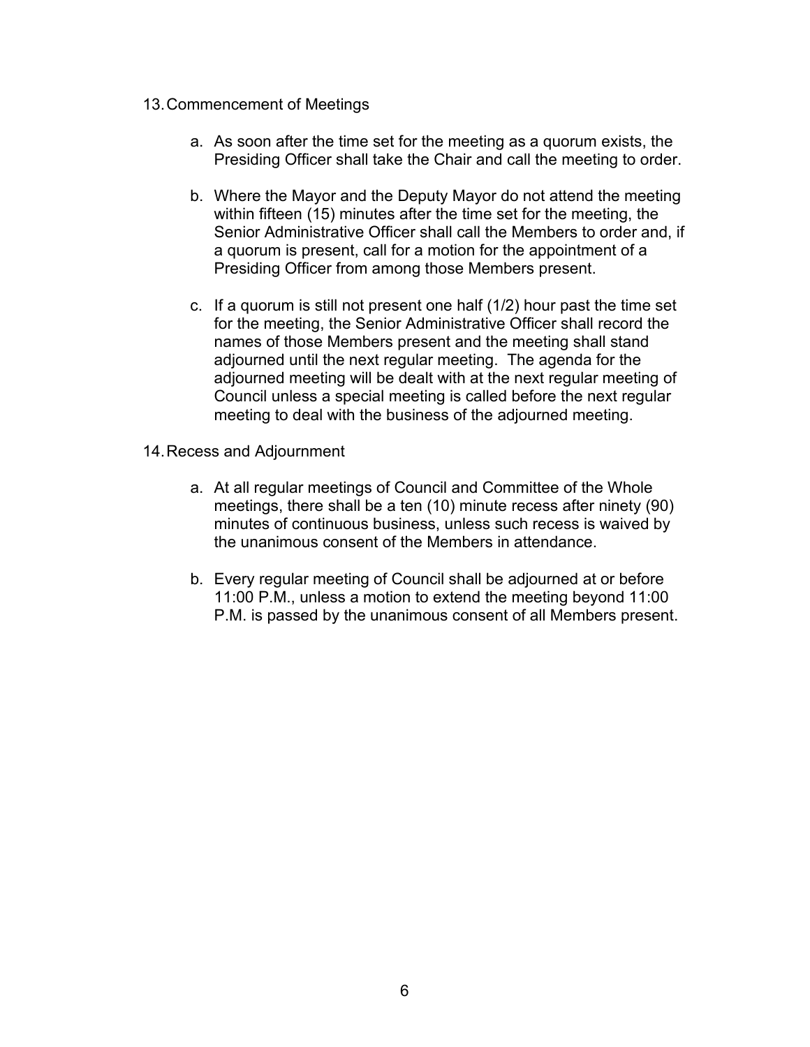13. Commencement of Meetings

    a. As soon after the time set for the meeting as a quorum exists, the Presiding Officer shall take the Chair and call the meeting to order.

    b. Where the Mayor and the Deputy Mayor do not attend the meeting within fifteen (15) minutes after the time set for the meeting, the Senior Administrative Officer shall call the Members to order and, if a quorum is present, call for a motion for the appointment of a Presiding Officer from among those Members present.

    c. If a quorum is still not present one half (1/2) hour past the time set for the meeting, the Senior Administrative Officer shall record the names of those Members present and the meeting shall stand adjourned until the next regular meeting. The agenda for the adjourned meeting will be dealt with at the next regular meeting of Council unless a special meeting is called before the next regular meeting to deal with the business of the adjourned meeting.

14. Recess and Adjournment

    a. At all regular meetings of Council and Committee of the Whole meetings, there shall be a ten (10) minute recess after ninety (90) minutes of continuous business, unless such recess is waived by the unanimous consent of the Members in attendance.

    b. Every regular meeting of Council shall be adjourned at or before 11:00 P.M., unless a motion to extend the meeting beyond 11:00 P.M. is passed by the unanimous consent of all Members present.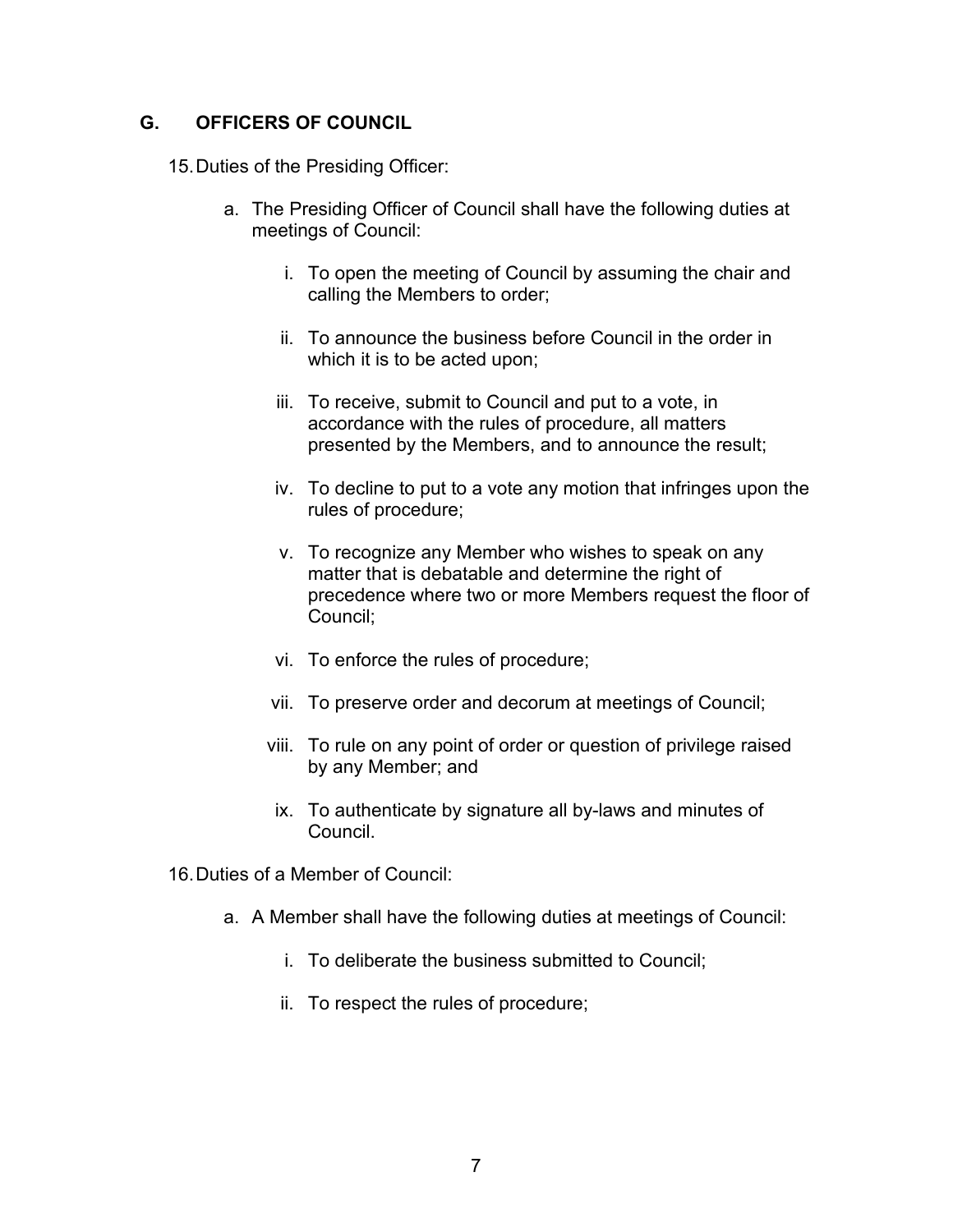## G. OFFICERS OF COUNCIL

15. Duties of the Presiding Officer:

    a. The Presiding Officer of Council shall have the following duties at meetings of Council:

        i. To open the meeting of Council by assuming the chair and calling the Members to order;

        ii. To announce the business before Council in the order in which it is to be acted upon;

        iii. To receive, submit to Council and put to a vote, in accordance with the rules of procedure, all matters presented by the Members, and to announce the result;

        iv. To decline to put to a vote any motion that infringes upon the rules of procedure;

        v. To recognize any Member who wishes to speak on any matter that is debatable and determine the right of precedence where two or more Members request the floor of Council;

        vi. To enforce the rules of procedure;

        vii. To preserve order and decorum at meetings of Council;

        viii. To rule on any point of order or question of privilege raised by any Member; and

        ix. To authenticate by signature all by-laws and minutes of Council.

16. Duties of a Member of Council:

    a. A Member shall have the following duties at meetings of Council:

        i. To deliberate the business submitted to Council;

        ii. To respect the rules of procedure;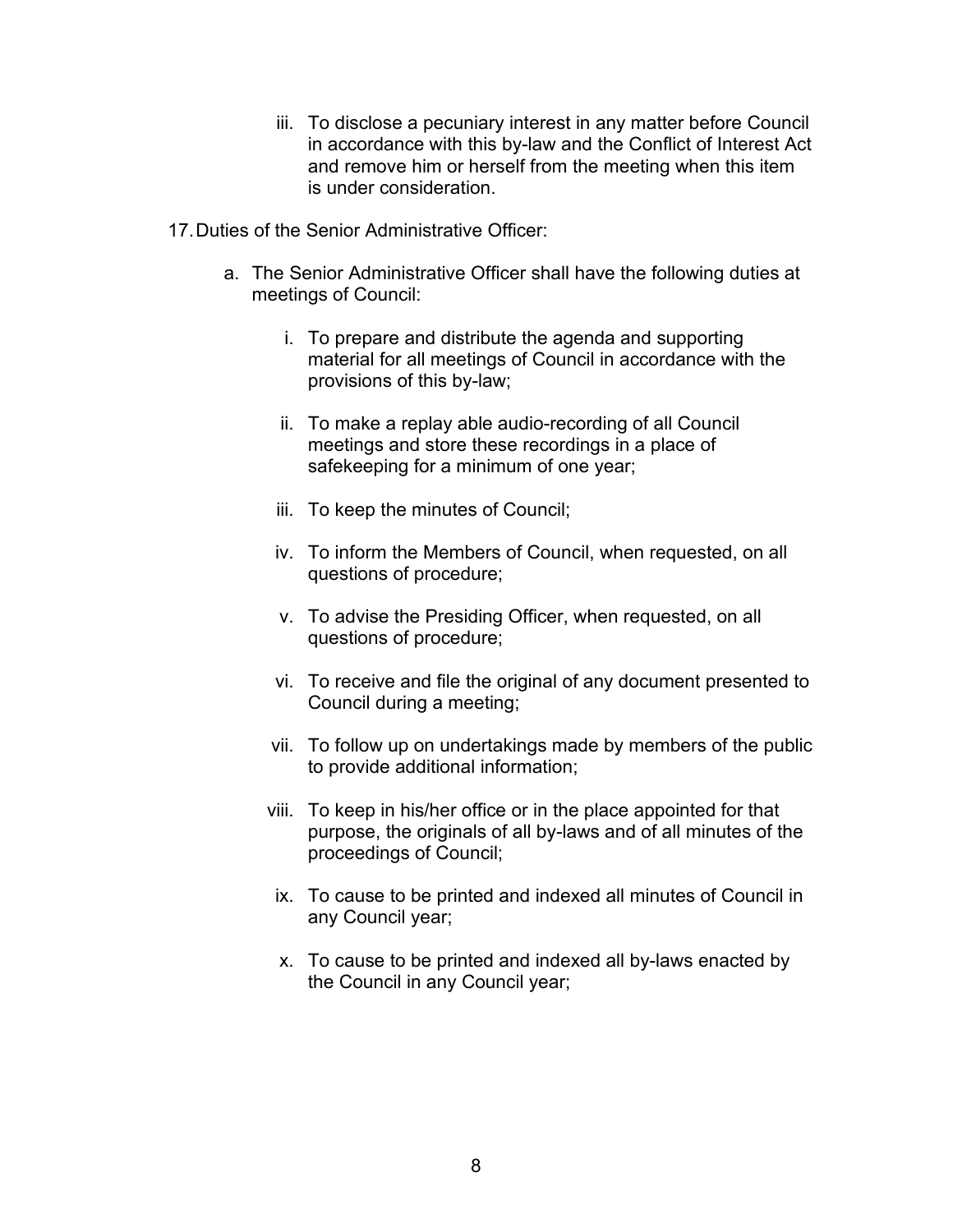iii. To disclose a pecuniary interest in any matter before Council in accordance with this by-law and the Conflict of Interest Act and remove him or herself from the meeting when this item is under consideration.

17. Duties of the Senior Administrative Officer:

   a. The Senior Administrative Officer shall have the following duties at meetings of Council:

      i. To prepare and distribute the agenda and supporting material for all meetings of Council in accordance with the provisions of this by-law;

      ii. To make a replay able audio-recording of all Council meetings and store these recordings in a place of safekeeping for a minimum of one year;

      iii. To keep the minutes of Council;

      iv. To inform the Members of Council, when requested, on all questions of procedure;

      v. To advise the Presiding Officer, when requested, on all questions of procedure;

      vi. To receive and file the original of any document presented to Council during a meeting;

      vii. To follow up on undertakings made by members of the public to provide additional information;

      viii. To keep in his/her office or in the place appointed for that purpose, the originals of all by-laws and of all minutes of the proceedings of Council;

      ix. To cause to be printed and indexed all minutes of Council in any Council year;

      x. To cause to be printed and indexed all by-laws enacted by the Council in any Council year;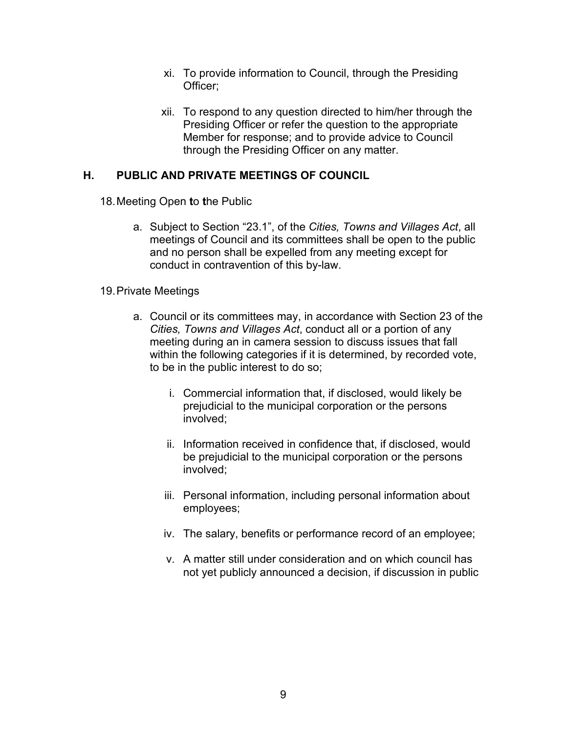xi. To provide information to Council, through the Presiding Officer;

xii. To respond to any question directed to him/her through the Presiding Officer or refer the question to the appropriate Member for response; and to provide advice to Council through the Presiding Officer on any matter.

## H. PUBLIC AND PRIVATE MEETINGS OF COUNCIL

18. Meeting Open to the Public

   a. Subject to Section "23.1", of the *Cities, Towns and Villages Act*, all meetings of Council and its committees shall be open to the public and no person shall be expelled from any meeting except for conduct in contravention of this by-law.

19. Private Meetings

   a. Council or its committees may, in accordance with Section 23 of the *Cities, Towns and Villages Act*, conduct all or a portion of any meeting during an in camera session to discuss issues that fall within the following categories if it is determined, by recorded vote, to be in the public interest to do so;

      i. Commercial information that, if disclosed, would likely be prejudicial to the municipal corporation or the persons involved;

      ii. Information received in confidence that, if disclosed, would be prejudicial to the municipal corporation or the persons involved;

      iii. Personal information, including personal information about employees;

      iv. The salary, benefits or performance record of an employee;

      v. A matter still under consideration and on which council has not yet publicly announced a decision, if discussion in public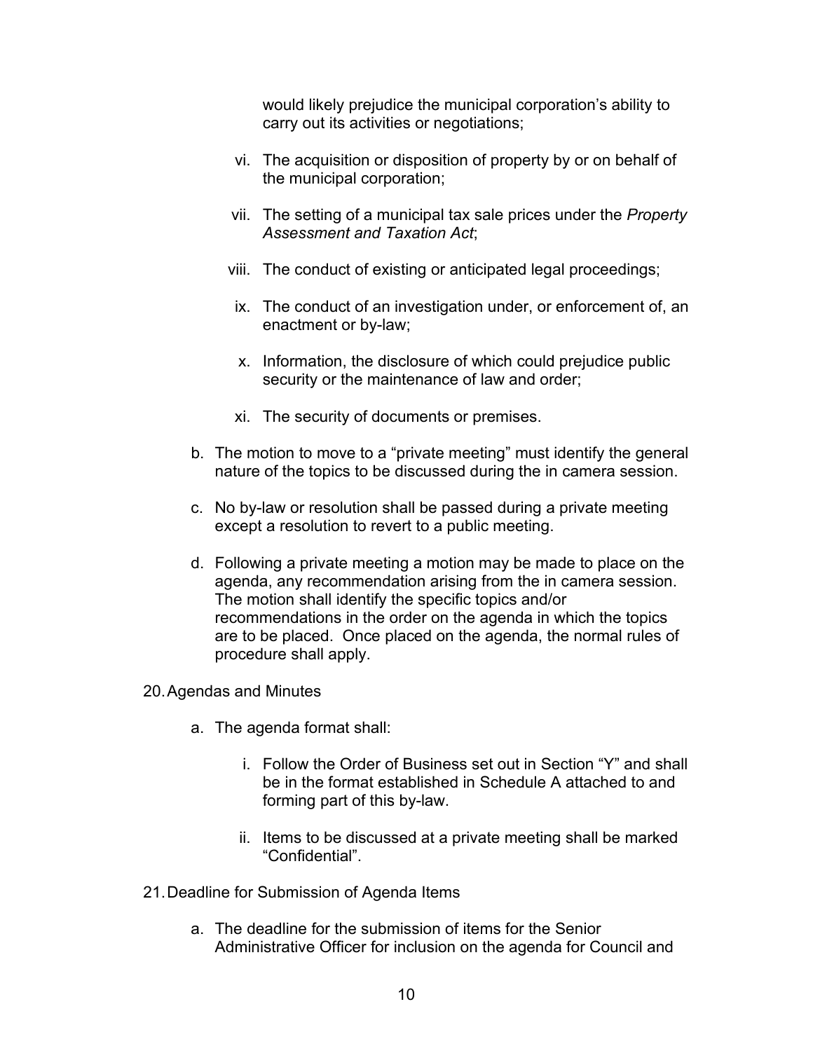would likely prejudice the municipal corporation's ability to carry out its activities or negotiations;

vi. The acquisition or disposition of property by or on behalf of the municipal corporation;

vii. The setting of a municipal tax sale prices under the *Property Assessment and Taxation Act*;

viii. The conduct of existing or anticipated legal proceedings;

ix. The conduct of an investigation under, or enforcement of, an enactment or by-law;

x. Information, the disclosure of which could prejudice public security or the maintenance of law and order;

xi. The security of documents or premises.

b. The motion to move to a "private meeting" must identify the general nature of the topics to be discussed during the in camera session.

c. No by-law or resolution shall be passed during a private meeting except a resolution to revert to a public meeting.

d. Following a private meeting a motion may be made to place on the agenda, any recommendation arising from the in camera session. The motion shall identify the specific topics and/or recommendations in the order on the agenda in which the topics are to be placed. Once placed on the agenda, the normal rules of procedure shall apply.

20. Agendas and Minutes

a. The agenda format shall:

i. Follow the Order of Business set out in Section "Y" and shall be in the format established in Schedule A attached to and forming part of this by-law.

ii. Items to be discussed at a private meeting shall be marked "Confidential".

21. Deadline for Submission of Agenda Items

a. The deadline for the submission of items for the Senior Administrative Officer for inclusion on the agenda for Council and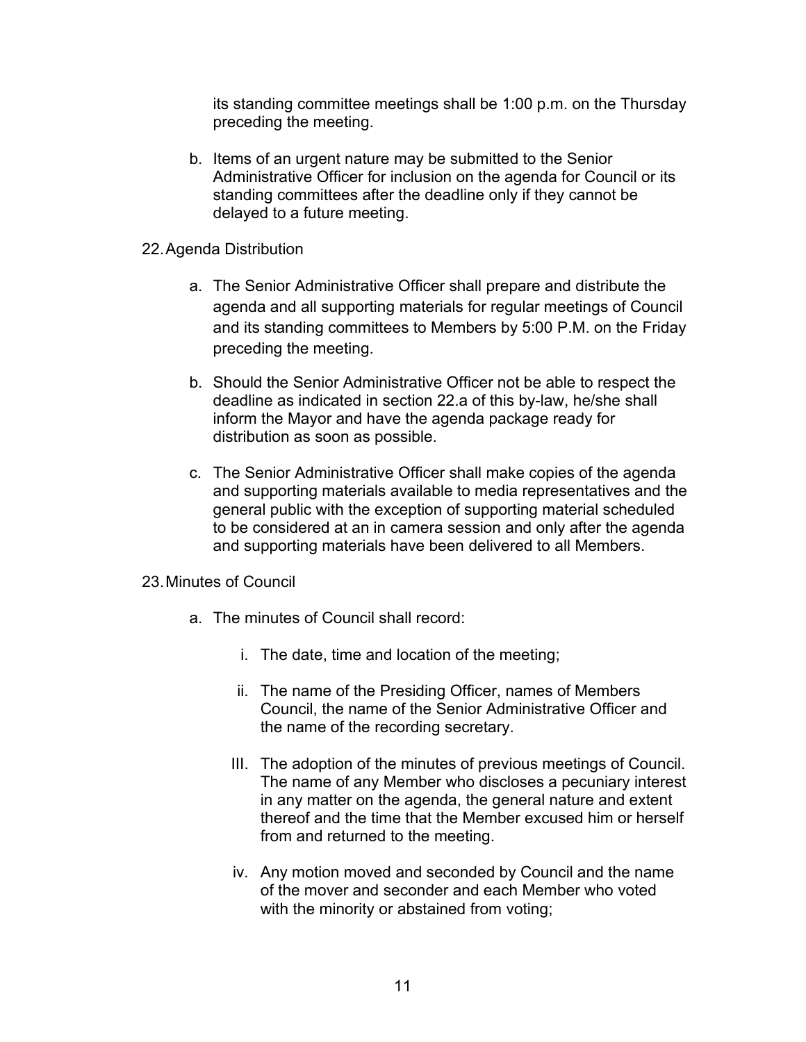its standing committee meetings shall be 1:00 p.m. on the Thursday preceding the meeting.

b. Items of an urgent nature may be submitted to the Senior Administrative Officer for inclusion on the agenda for Council or its standing committees after the deadline only if they cannot be delayed to a future meeting.

22. Agenda Distribution

a. The Senior Administrative Officer shall prepare and distribute the agenda and all supporting materials for regular meetings of Council and its standing committees to Members by 5:00 P.M. on the Friday preceding the meeting.

b. Should the Senior Administrative Officer not be able to respect the deadline as indicated in section 22.a of this by-law, he/she shall inform the Mayor and have the agenda package ready for distribution as soon as possible.

c. The Senior Administrative Officer shall make copies of the agenda and supporting materials available to media representatives and the general public with the exception of supporting material scheduled to be considered at an in camera session and only after the agenda and supporting materials have been delivered to all Members.

23. Minutes of Council

a. The minutes of Council shall record:

i. The date, time and location of the meeting;

ii. The name of the Presiding Officer, names of Members Council, the name of the Senior Administrative Officer and the name of the recording secretary.

III. The adoption of the minutes of previous meetings of Council. The name of any Member who discloses a pecuniary interest in any matter on the agenda, the general nature and extent thereof and the time that the Member excused him or herself from and returned to the meeting.

iv. Any motion moved and seconded by Council and the name of the mover and seconder and each Member who voted with the minority or abstained from voting;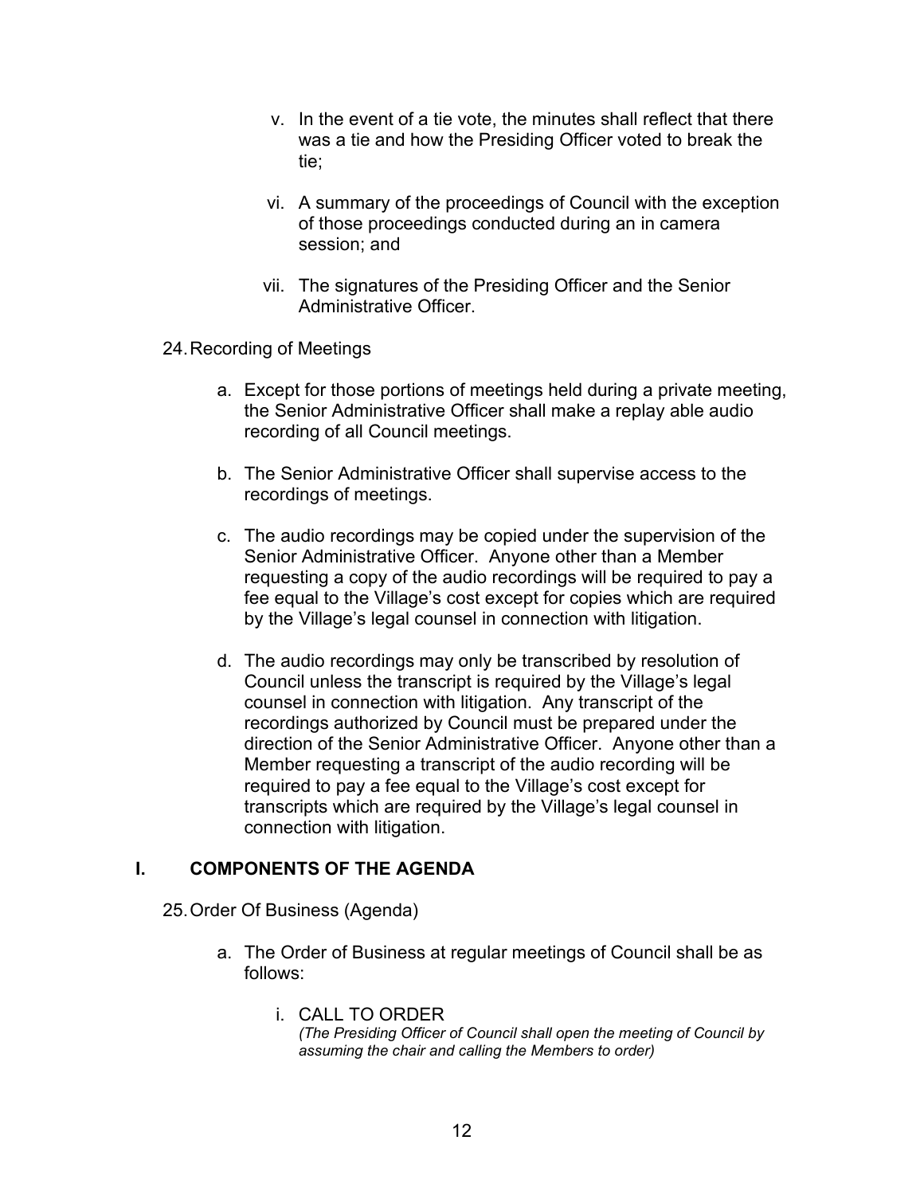v. In the event of a tie vote, the minutes shall reflect that there was a tie and how the Presiding Officer voted to break the tie;

vi. A summary of the proceedings of Council with the exception of those proceedings conducted during an in camera session; and

vii. The signatures of the Presiding Officer and the Senior Administrative Officer.

24. Recording of Meetings

a. Except for those portions of meetings held during a private meeting, the Senior Administrative Officer shall make a replay able audio recording of all Council meetings.

b. The Senior Administrative Officer shall supervise access to the recordings of meetings.

c. The audio recordings may be copied under the supervision of the Senior Administrative Officer. Anyone other than a Member requesting a copy of the audio recordings will be required to pay a fee equal to the Village's cost except for copies which are required by the Village's legal counsel in connection with litigation.

d. The audio recordings may only be transcribed by resolution of Council unless the transcript is required by the Village's legal counsel in connection with litigation. Any transcript of the recordings authorized by Council must be prepared under the direction of the Senior Administrative Officer. Anyone other than a Member requesting a transcript of the audio recording will be required to pay a fee equal to the Village's cost except for transcripts which are required by the Village's legal counsel in connection with litigation.

## I. COMPONENTS OF THE AGENDA

25. Order Of Business (Agenda)

a. The Order of Business at regular meetings of Council shall be as follows:

i. CALL TO ORDER
*(The Presiding Officer of Council shall open the meeting of Council by assuming the chair and calling the Members to order)*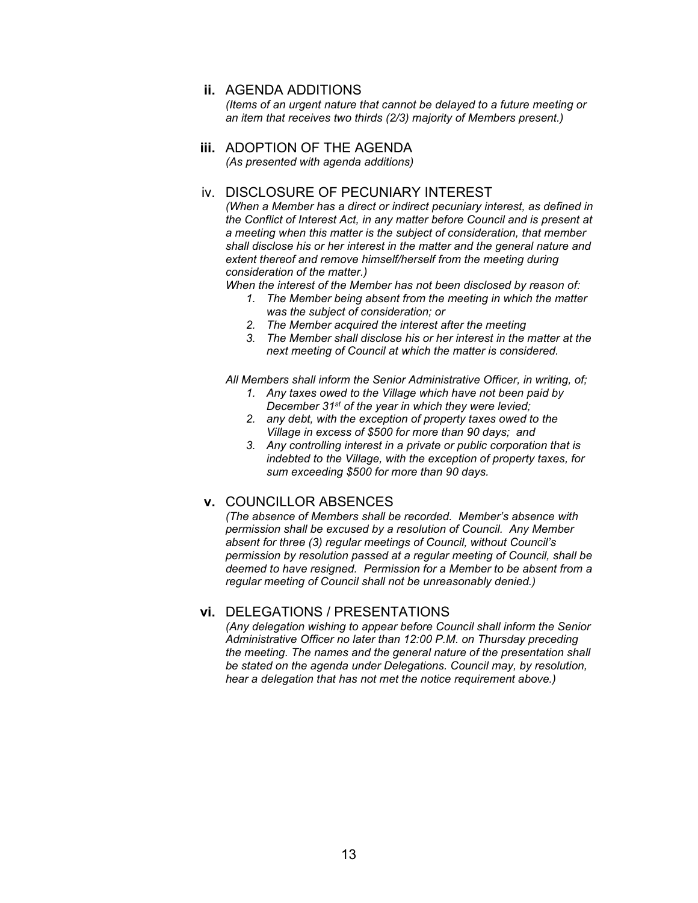**ii.** AGENDA ADDITIONS

*(Items of an urgent nature that cannot be delayed to a future meeting or an item that receives two thirds (2/3) majority of Members present.)*

**iii.** ADOPTION OF THE AGENDA

*(As presented with agenda additions)*

iv. DISCLOSURE OF PECUNIARY INTEREST

*(When a Member has a direct or indirect pecuniary interest, as defined in the Conflict of Interest Act, in any matter before Council and is present at a meeting when this matter is the subject of consideration, that member shall disclose his or her interest in the matter and the general nature and extent thereof and remove himself/herself from the meeting during consideration of the matter.)*

*When the interest of the Member has not been disclosed by reason of:*

1. *The Member being absent from the meeting in which the matter was the subject of consideration; or*
2. *The Member acquired the interest after the meeting*
3. *The Member shall disclose his or her interest in the matter at the next meeting of Council at which the matter is considered.*

*All Members shall inform the Senior Administrative Officer, in writing, of;*

1. *Any taxes owed to the Village which have not been paid by December 31st of the year in which they were levied;*
2. *any debt, with the exception of property taxes owed to the Village in excess of $500 for more than 90 days; and*
3. *Any controlling interest in a private or public corporation that is indebted to the Village, with the exception of property taxes, for sum exceeding $500 for more than 90 days.*

**v.** COUNCILLOR ABSENCES

*(The absence of Members shall be recorded. Member's absence with permission shall be excused by a resolution of Council. Any Member absent for three (3) regular meetings of Council, without Council's permission by resolution passed at a regular meeting of Council, shall be deemed to have resigned. Permission for a Member to be absent from a regular meeting of Council shall not be unreasonably denied.)*

**vi.** DELEGATIONS / PRESENTATIONS

*(Any delegation wishing to appear before Council shall inform the Senior Administrative Officer no later than 12:00 P.M. on Thursday preceding the meeting. The names and the general nature of the presentation shall be stated on the agenda under Delegations. Council may, by resolution, hear a delegation that has not met the notice requirement above.)*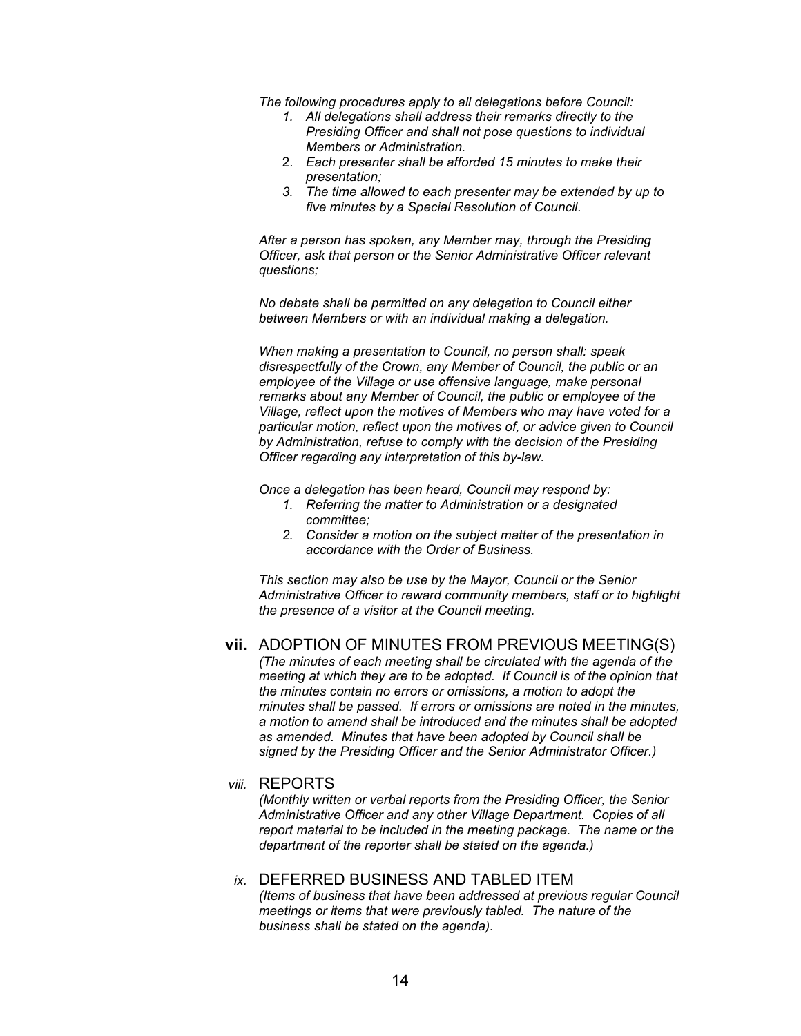*The following procedures apply to all delegations before Council:*

1. *All delegations shall address their remarks directly to the Presiding Officer and shall not pose questions to individual Members or Administration.*
2. *Each presenter shall be afforded 15 minutes to make their presentation;*
3. *The time allowed to each presenter may be extended by up to five minutes by a Special Resolution of Council.*

*After a person has spoken, any Member may, through the Presiding Officer, ask that person or the Senior Administrative Officer relevant questions;*

*No debate shall be permitted on any delegation to Council either between Members or with an individual making a delegation.*

*When making a presentation to Council, no person shall: speak disrespectfully of the Crown, any Member of Council, the public or an employee of the Village or use offensive language, make personal remarks about any Member of Council, the public or employee of the Village, reflect upon the motives of Members who may have voted for a particular motion, reflect upon the motives of, or advice given to Council by Administration, refuse to comply with the decision of the Presiding Officer regarding any interpretation of this by-law.*

*Once a delegation has been heard, Council may respond by:*

1. *Referring the matter to Administration or a designated committee;*
2. *Consider a motion on the subject matter of the presentation in accordance with the Order of Business.*

*This section may also be use by the Mayor, Council or the Senior Administrative Officer to reward community members, staff or to highlight the presence of a visitor at the Council meeting.*

**vii.** ADOPTION OF MINUTES FROM PREVIOUS MEETING(S)

*(The minutes of each meeting shall be circulated with the agenda of the meeting at which they are to be adopted. If Council is of the opinion that the minutes contain no errors or omissions, a motion to adopt the minutes shall be passed. If errors or omissions are noted in the minutes, a motion to amend shall be introduced and the minutes shall be adopted as amended. Minutes that have been adopted by Council shall be signed by the Presiding Officer and the Senior Administrator Officer.)*

*viii.* REPORTS

*(Monthly written or verbal reports from the Presiding Officer, the Senior Administrative Officer and any other Village Department. Copies of all report material to be included in the meeting package. The name or the department of the reporter shall be stated on the agenda.)*

*ix.* DEFERRED BUSINESS AND TABLED ITEM

*(Items of business that have been addressed at previous regular Council meetings or items that were previously tabled. The nature of the business shall be stated on the agenda).*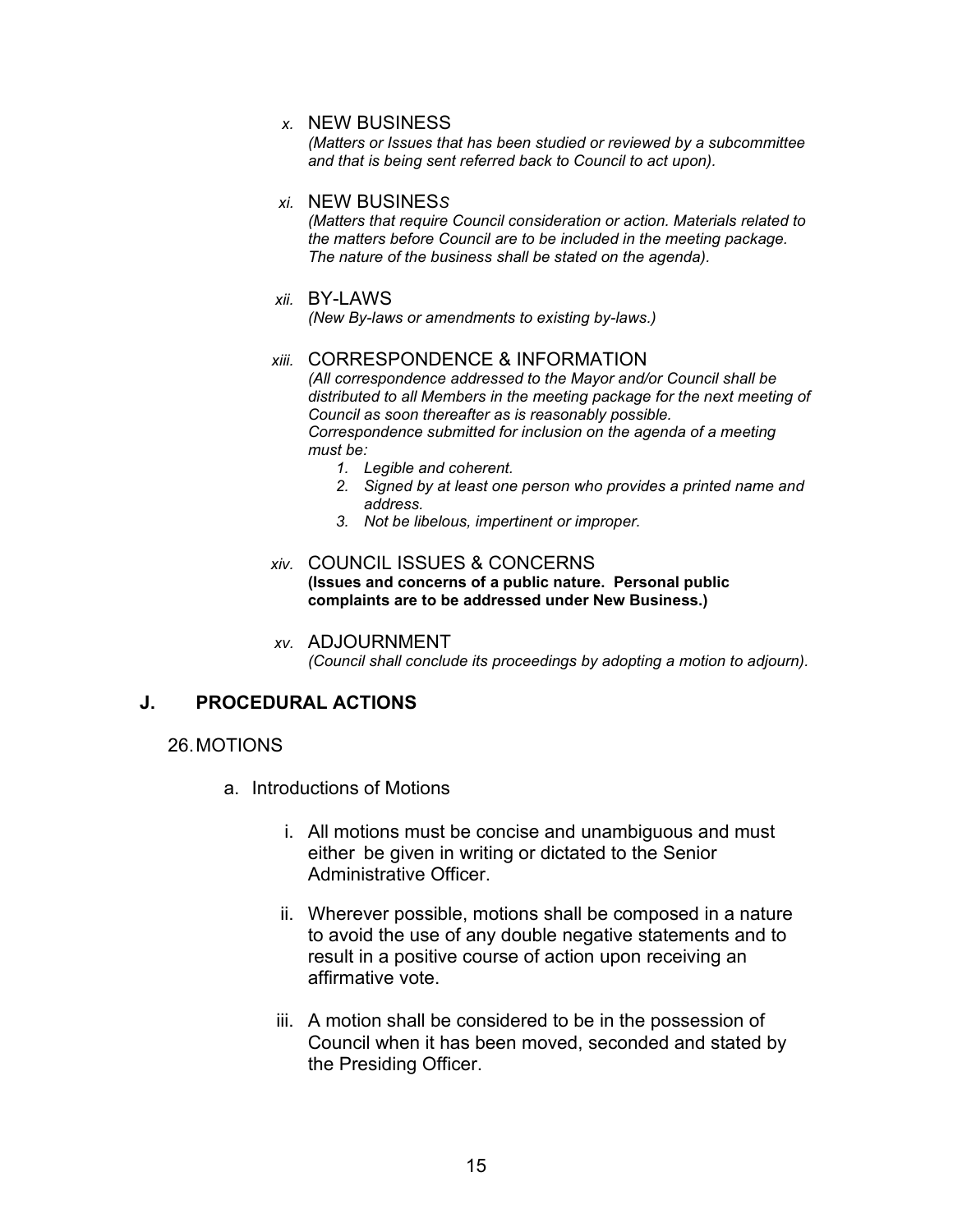*x.* NEW BUSINESS
*(Matters or Issues that has been studied or reviewed by a subcommittee and that is being sent referred back to Council to act upon).*

*xi.* NEW BUSINES*S*
*(Matters that require Council consideration or action. Materials related to the matters before Council are to be included in the meeting package. The nature of the business shall be stated on the agenda).*

*xii.* BY-LAWS
*(New By-laws or amendments to existing by-laws.)*

*xiii.* CORRESPONDENCE & INFORMATION
*(All correspondence addressed to the Mayor and/or Council shall be distributed to all Members in the meeting package for the next meeting of Council as soon thereafter as is reasonably possible.*
*Correspondence submitted for inclusion on the agenda of a meeting must be:*

1. *Legible and coherent.*
2. *Signed by at least one person who provides a printed name and address.*
3. *Not be libelous, impertinent or improper.*

*xiv.* COUNCIL ISSUES & CONCERNS
**(Issues and concerns of a public nature. Personal public complaints are to be addressed under New Business.)**

*xv.* ADJOURNMENT
*(Council shall conclude its proceedings by adopting a motion to adjourn).*

## J. PROCEDURAL ACTIONS

26. MOTIONS

a. Introductions of Motions

i. All motions must be concise and unambiguous and must either be given in writing or dictated to the Senior Administrative Officer.

ii. Wherever possible, motions shall be composed in a nature to avoid the use of any double negative statements and to result in a positive course of action upon receiving an affirmative vote.

iii. A motion shall be considered to be in the possession of Council when it has been moved, seconded and stated by the Presiding Officer.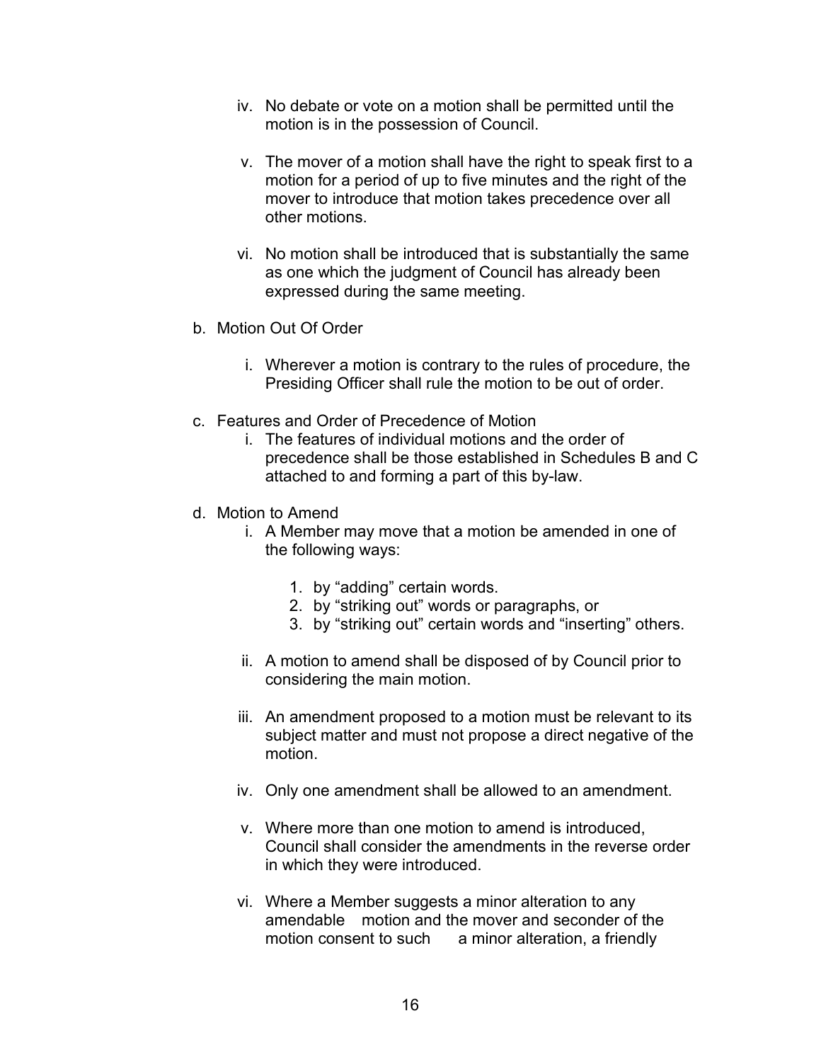iv. No debate or vote on a motion shall be permitted until the motion is in the possession of Council.

v. The mover of a motion shall have the right to speak first to a motion for a period of up to five minutes and the right of the mover to introduce that motion takes precedence over all other motions.

vi. No motion shall be introduced that is substantially the same as one which the judgment of Council has already been expressed during the same meeting.

b. Motion Out Of Order

   i. Wherever a motion is contrary to the rules of procedure, the Presiding Officer shall rule the motion to be out of order.

c. Features and Order of Precedence of Motion

   i. The features of individual motions and the order of precedence shall be those established in Schedules B and C attached to and forming a part of this by-law.

d. Motion to Amend

   i. A Member may move that a motion be amended in one of the following ways:

      1. by "adding" certain words.
      2. by "striking out" words or paragraphs, or
      3. by "striking out" certain words and "inserting" others.

   ii. A motion to amend shall be disposed of by Council prior to considering the main motion.

   iii. An amendment proposed to a motion must be relevant to its subject matter and must not propose a direct negative of the motion.

   iv. Only one amendment shall be allowed to an amendment.

   v. Where more than one motion to amend is introduced, Council shall consider the amendments in the reverse order in which they were introduced.

   vi. Where a Member suggests a minor alteration to any amendable motion and the mover and seconder of the motion consent to such a minor alteration, a friendly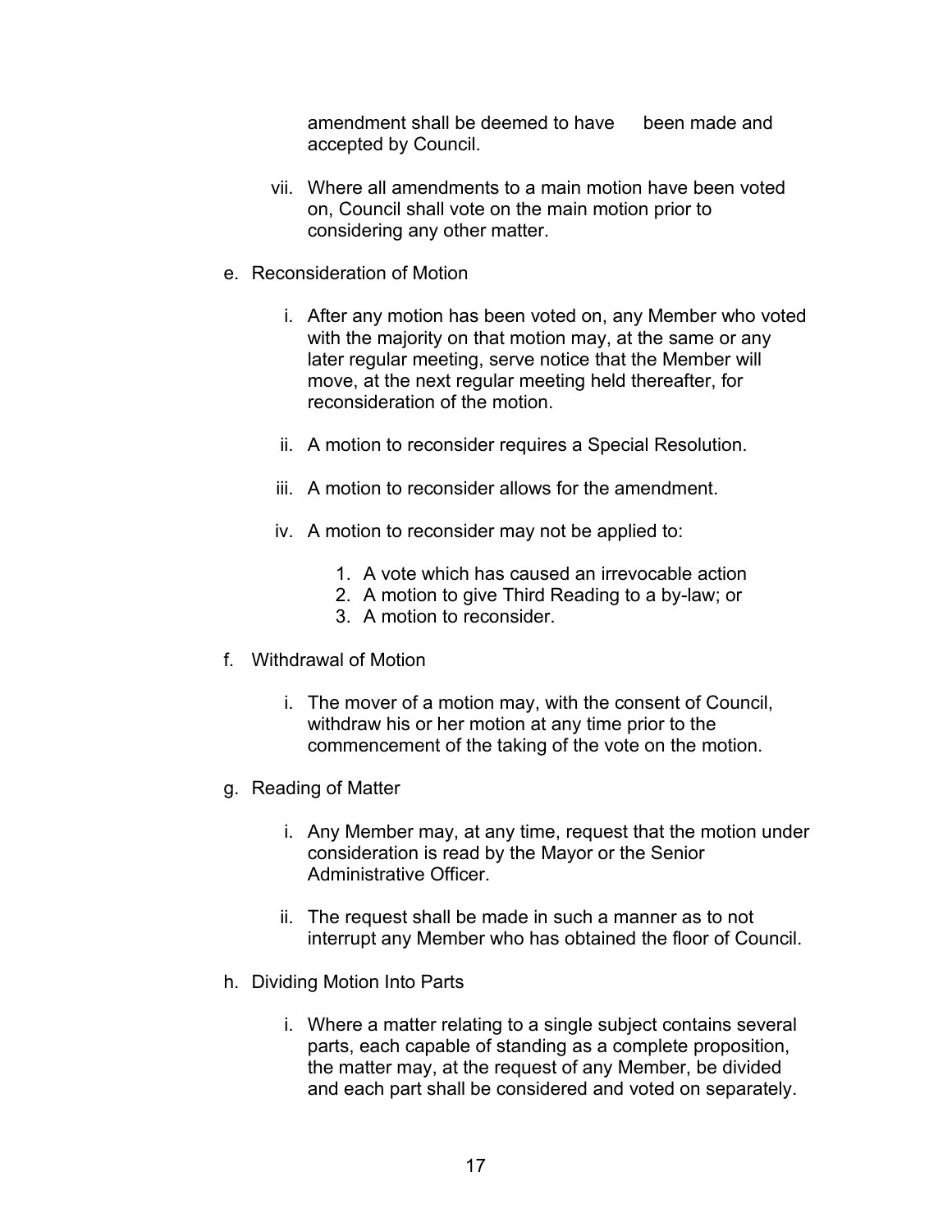amendment shall be deemed to have been made and accepted by Council.

vii. Where all amendments to a main motion have been voted on, Council shall vote on the main motion prior to considering any other matter.

e. Reconsideration of Motion

i. After any motion has been voted on, any Member who voted with the majority on that motion may, at the same or any later regular meeting, serve notice that the Member will move, at the next regular meeting held thereafter, for reconsideration of the motion.

ii. A motion to reconsider requires a Special Resolution.

iii. A motion to reconsider allows for the amendment.

iv. A motion to reconsider may not be applied to:

1. A vote which has caused an irrevocable action
2. A motion to give Third Reading to a by-law; or
3. A motion to reconsider.

f. Withdrawal of Motion

i. The mover of a motion may, with the consent of Council, withdraw his or her motion at any time prior to the commencement of the taking of the vote on the motion.

g. Reading of Matter

i. Any Member may, at any time, request that the motion under consideration is read by the Mayor or the Senior Administrative Officer.

ii. The request shall be made in such a manner as to not interrupt any Member who has obtained the floor of Council.

h. Dividing Motion Into Parts

i. Where a matter relating to a single subject contains several parts, each capable of standing as a complete proposition, the matter may, at the request of any Member, be divided and each part shall be considered and voted on separately.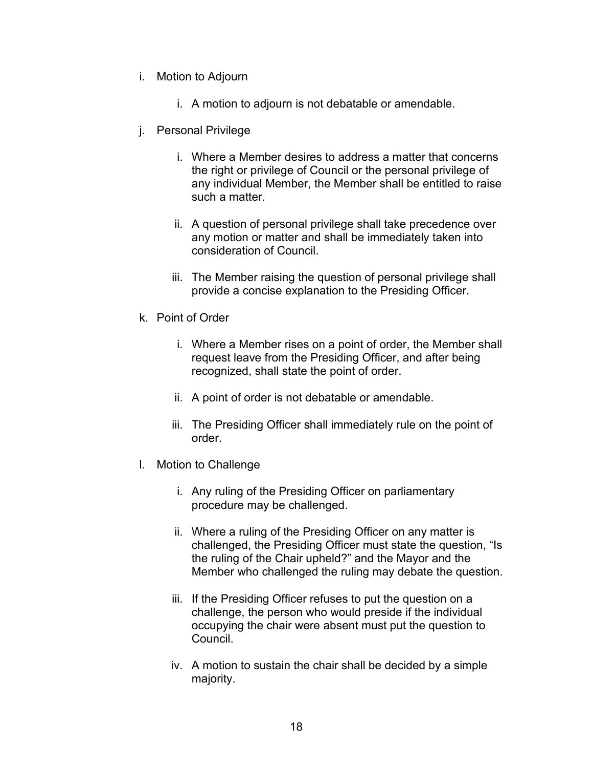i. Motion to Adjourn

    i. A motion to adjourn is not debatable or amendable.

j. Personal Privilege

    i. Where a Member desires to address a matter that concerns the right or privilege of Council or the personal privilege of any individual Member, the Member shall be entitled to raise such a matter.

    ii. A question of personal privilege shall take precedence over any motion or matter and shall be immediately taken into consideration of Council.

    iii. The Member raising the question of personal privilege shall provide a concise explanation to the Presiding Officer.

k. Point of Order

    i. Where a Member rises on a point of order, the Member shall request leave from the Presiding Officer, and after being recognized, shall state the point of order.

    ii. A point of order is not debatable or amendable.

    iii. The Presiding Officer shall immediately rule on the point of order.

l. Motion to Challenge

    i. Any ruling of the Presiding Officer on parliamentary procedure may be challenged.

    ii. Where a ruling of the Presiding Officer on any matter is challenged, the Presiding Officer must state the question, “Is the ruling of the Chair upheld?” and the Mayor and the Member who challenged the ruling may debate the question.

    iii. If the Presiding Officer refuses to put the question on a challenge, the person who would preside if the individual occupying the chair were absent must put the question to Council.

    iv. A motion to sustain the chair shall be decided by a simple majority.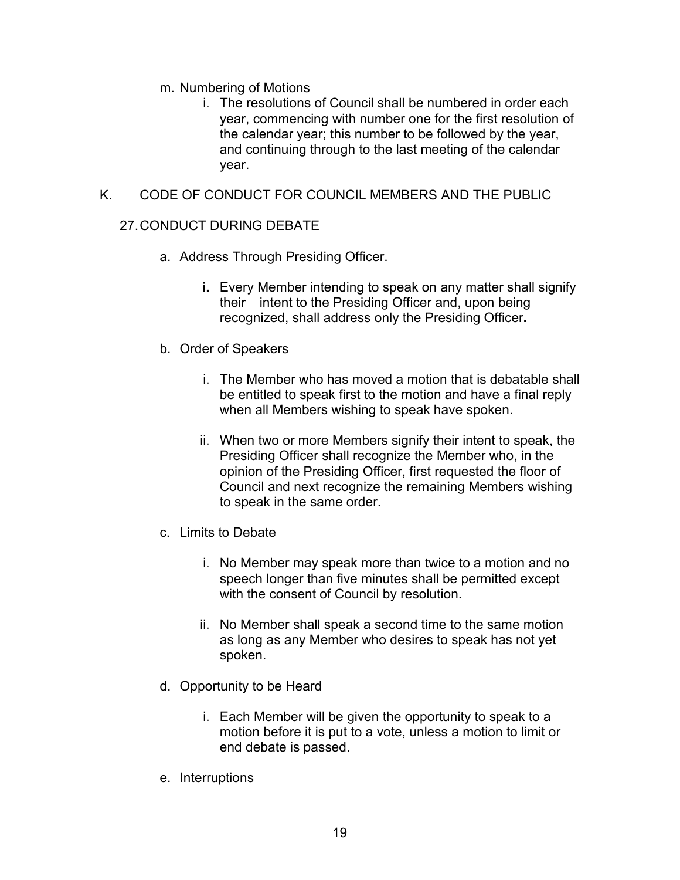m. Numbering of Motions

   i. The resolutions of Council shall be numbered in order each year, commencing with number one for the first resolution of the calendar year; this number to be followed by the year, and continuing through to the last meeting of the calendar year.

## K. CODE OF CONDUCT FOR COUNCIL MEMBERS AND THE PUBLIC

### 27. CONDUCT DURING DEBATE

a. Address Through Presiding Officer.

   **i.** Every Member intending to speak on any matter shall signify their intent to the Presiding Officer and, upon being recognized, shall address only the Presiding Officer**.**

b. Order of Speakers

   i. The Member who has moved a motion that is debatable shall be entitled to speak first to the motion and have a final reply when all Members wishing to speak have spoken.

   ii. When two or more Members signify their intent to speak, the Presiding Officer shall recognize the Member who, in the opinion of the Presiding Officer, first requested the floor of Council and next recognize the remaining Members wishing to speak in the same order.

c. Limits to Debate

   i. No Member may speak more than twice to a motion and no speech longer than five minutes shall be permitted except with the consent of Council by resolution.

   ii. No Member shall speak a second time to the same motion as long as any Member who desires to speak has not yet spoken.

d. Opportunity to be Heard

   i. Each Member will be given the opportunity to speak to a motion before it is put to a vote, unless a motion to limit or end debate is passed.

e. Interruptions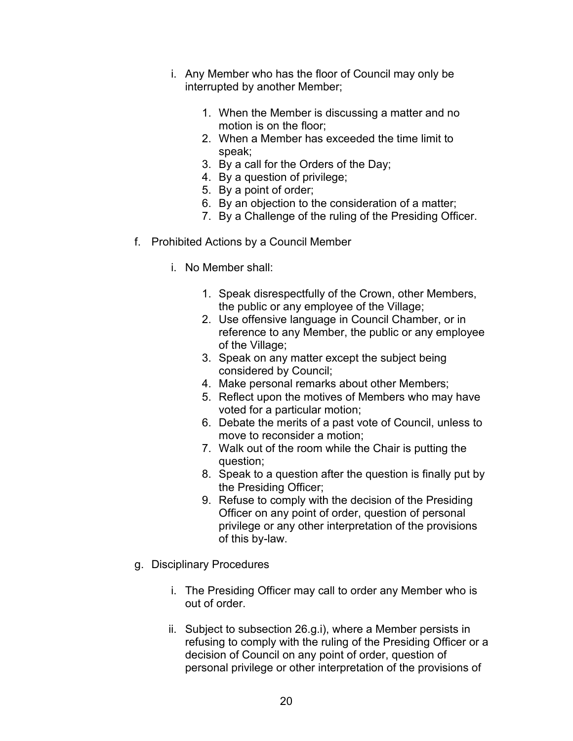i. Any Member who has the floor of Council may only be interrupted by another Member;

    1. When the Member is discussing a matter and no motion is on the floor;
    2. When a Member has exceeded the time limit to speak;
    3. By a call for the Orders of the Day;
    4. By a question of privilege;
    5. By a point of order;
    6. By an objection to the consideration of a matter;
    7. By a Challenge of the ruling of the Presiding Officer.

f. Prohibited Actions by a Council Member

i. No Member shall:

    1. Speak disrespectfully of the Crown, other Members, the public or any employee of the Village;
    2. Use offensive language in Council Chamber, or in reference to any Member, the public or any employee of the Village;
    3. Speak on any matter except the subject being considered by Council;
    4. Make personal remarks about other Members;
    5. Reflect upon the motives of Members who may have voted for a particular motion;
    6. Debate the merits of a past vote of Council, unless to move to reconsider a motion;
    7. Walk out of the room while the Chair is putting the question;
    8. Speak to a question after the question is finally put by the Presiding Officer;
    9. Refuse to comply with the decision of the Presiding Officer on any point of order, question of personal privilege or any other interpretation of the provisions of this by-law.

g. Disciplinary Procedures

i. The Presiding Officer may call to order any Member who is out of order.

ii. Subject to subsection 26.g.i), where a Member persists in refusing to comply with the ruling of the Presiding Officer or a decision of Council on any point of order, question of personal privilege or other interpretation of the provisions of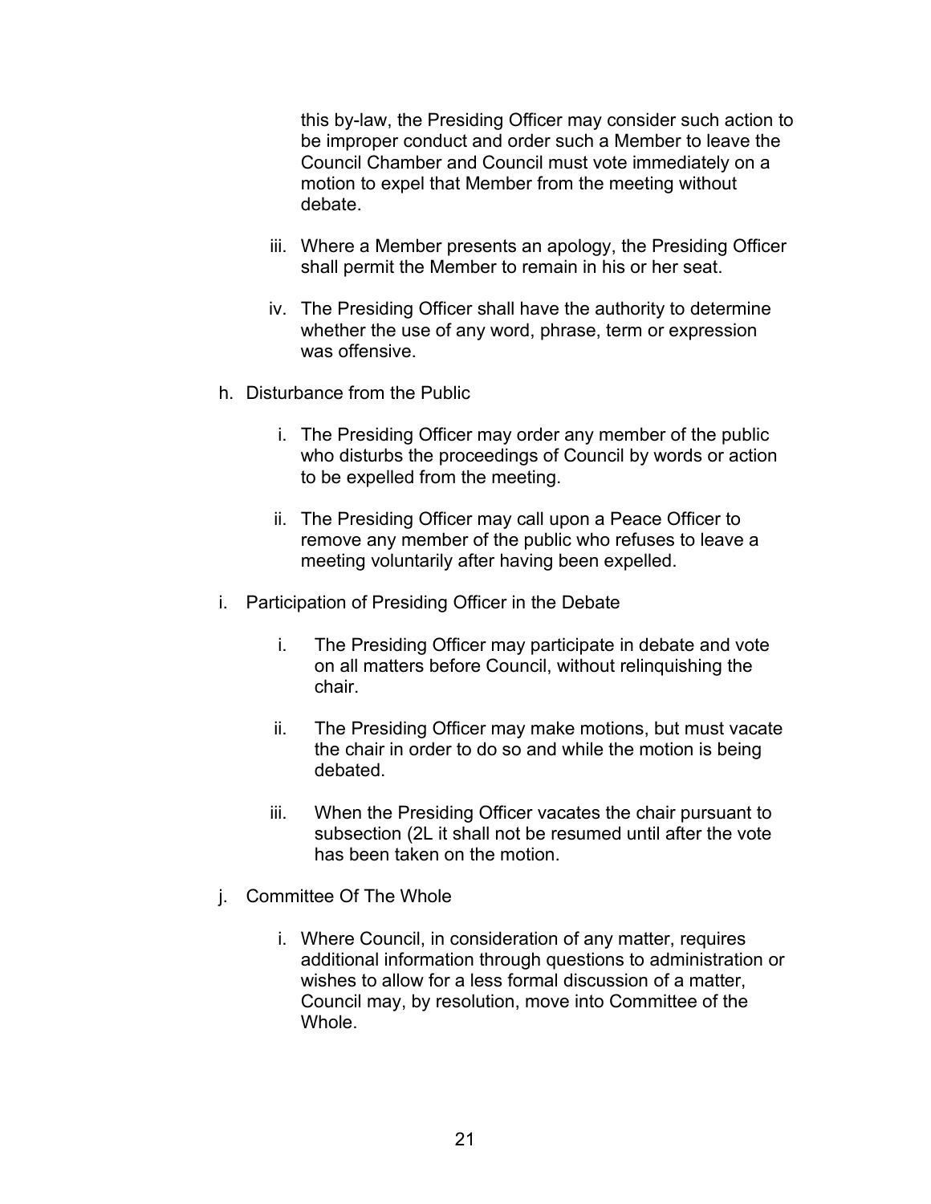this by-law, the Presiding Officer may consider such action to be improper conduct and order such a Member to leave the Council Chamber and Council must vote immediately on a motion to expel that Member from the meeting without debate.

iii. Where a Member presents an apology, the Presiding Officer shall permit the Member to remain in his or her seat.

iv. The Presiding Officer shall have the authority to determine whether the use of any word, phrase, term or expression was offensive.

h. Disturbance from the Public

i. The Presiding Officer may order any member of the public who disturbs the proceedings of Council by words or action to be expelled from the meeting.

ii. The Presiding Officer may call upon a Peace Officer to remove any member of the public who refuses to leave a meeting voluntarily after having been expelled.

i. Participation of Presiding Officer in the Debate

i. The Presiding Officer may participate in debate and vote on all matters before Council, without relinquishing the chair.

ii. The Presiding Officer may make motions, but must vacate the chair in order to do so and while the motion is being debated.

iii. When the Presiding Officer vacates the chair pursuant to subsection (2L it shall not be resumed until after the vote has been taken on the motion.

j. Committee Of The Whole

i. Where Council, in consideration of any matter, requires additional information through questions to administration or wishes to allow for a less formal discussion of a matter, Council may, by resolution, move into Committee of the Whole.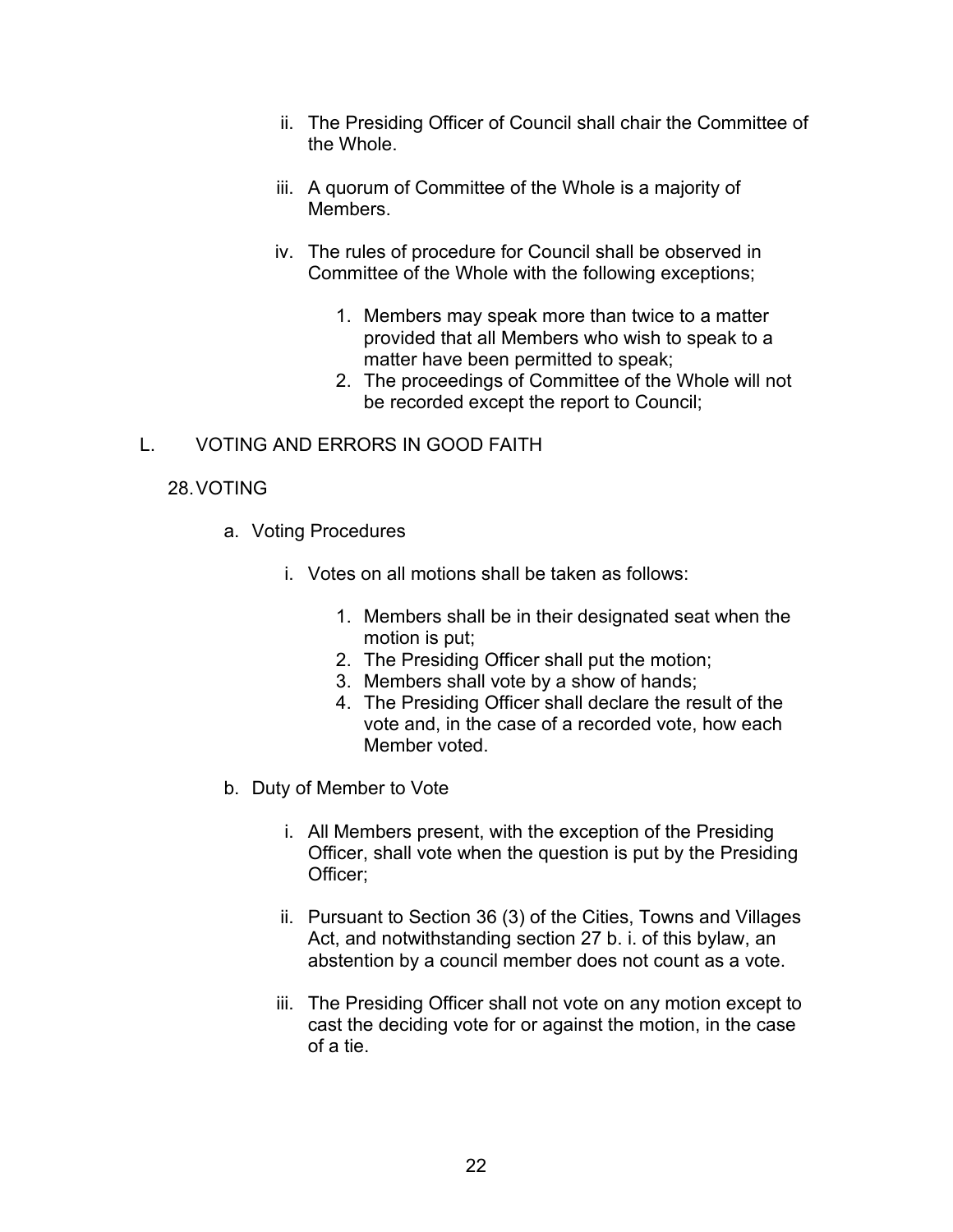ii. The Presiding Officer of Council shall chair the Committee of the Whole.

iii. A quorum of Committee of the Whole is a majority of Members.

iv. The rules of procedure for Council shall be observed in Committee of the Whole with the following exceptions;

1. Members may speak more than twice to a matter provided that all Members who wish to speak to a matter have been permitted to speak;
2. The proceedings of Committee of the Whole will not be recorded except the report to Council;

## L. VOTING AND ERRORS IN GOOD FAITH

### 28. VOTING

a. Voting Procedures

i. Votes on all motions shall be taken as follows:

1. Members shall be in their designated seat when the motion is put;
2. The Presiding Officer shall put the motion;
3. Members shall vote by a show of hands;
4. The Presiding Officer shall declare the result of the vote and, in the case of a recorded vote, how each Member voted.

b. Duty of Member to Vote

i. All Members present, with the exception of the Presiding Officer, shall vote when the question is put by the Presiding Officer;

ii. Pursuant to Section 36 (3) of the Cities, Towns and Villages Act, and notwithstanding section 27 b. i. of this bylaw, an abstention by a council member does not count as a vote.

iii. The Presiding Officer shall not vote on any motion except to cast the deciding vote for or against the motion, in the case of a tie.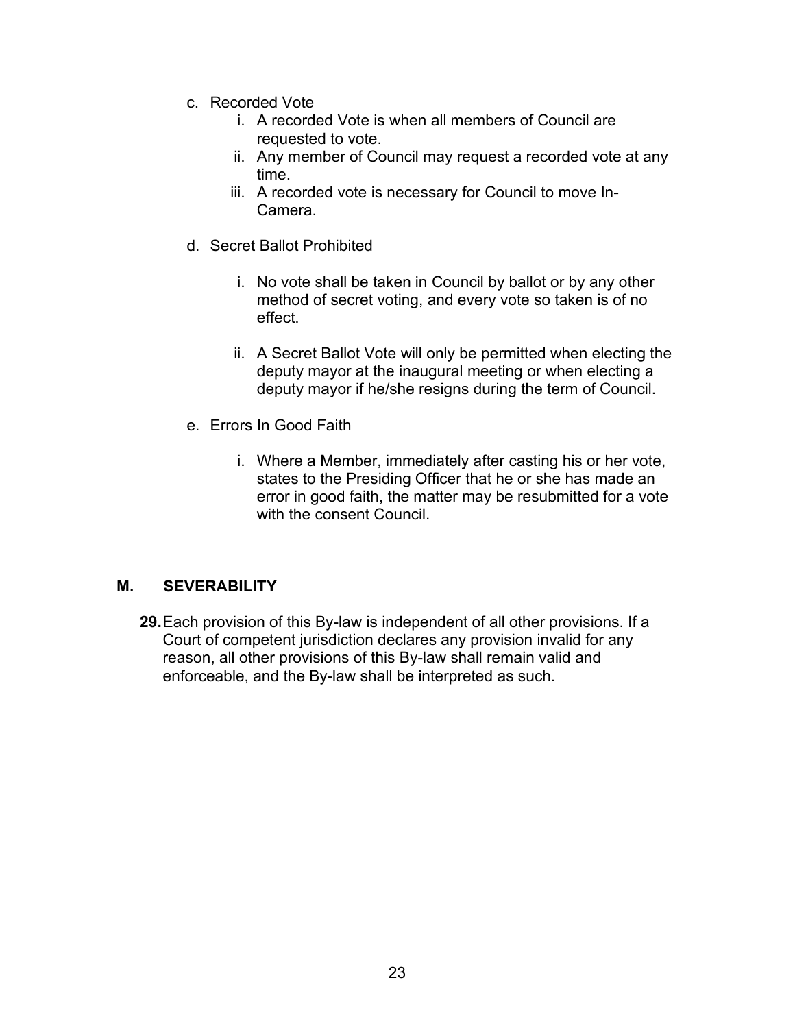c. Recorded Vote
    i. A recorded Vote is when all members of Council are requested to vote.
    ii. Any member of Council may request a recorded vote at any time.
    iii. A recorded vote is necessary for Council to move In-Camera.

d. Secret Ballot Prohibited

    i. No vote shall be taken in Council by ballot or by any other method of secret voting, and every vote so taken is of no effect.

    ii. A Secret Ballot Vote will only be permitted when electing the deputy mayor at the inaugural meeting or when electing a deputy mayor if he/she resigns during the term of Council.

e. Errors In Good Faith

    i. Where a Member, immediately after casting his or her vote, states to the Presiding Officer that he or she has made an error in good faith, the matter may be resubmitted for a vote with the consent Council.

## M. SEVERABILITY

**29.** Each provision of this By-law is independent of all other provisions. If a Court of competent jurisdiction declares any provision invalid for any reason, all other provisions of this By-law shall remain valid and enforceable, and the By-law shall be interpreted as such.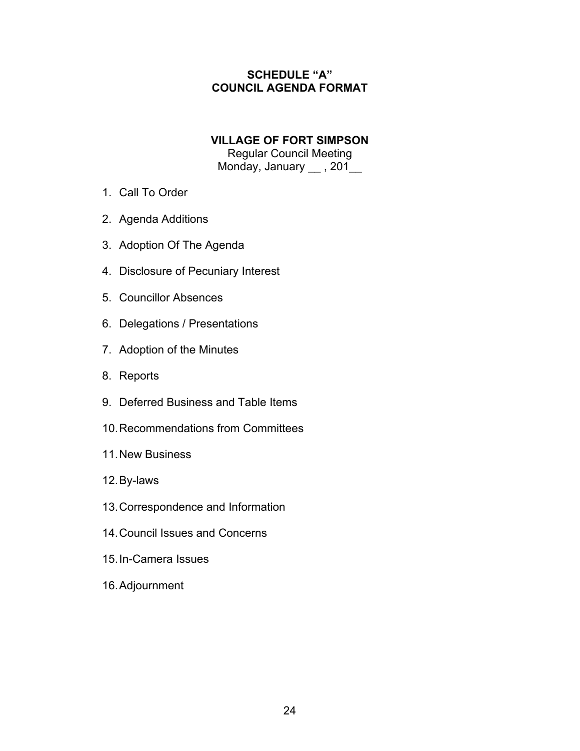## SCHEDULE "A"
## COUNCIL AGENDA FORMAT

### VILLAGE OF FORT SIMPSON

Regular Council Meeting
Monday, January __ , 201__

1. Call To Order
2. Agenda Additions
3. Adoption Of The Agenda
4. Disclosure of Pecuniary Interest
5. Councillor Absences
6. Delegations / Presentations
7. Adoption of the Minutes
8. Reports
9. Deferred Business and Table Items
10. Recommendations from Committees
11. New Business
12. By-laws
13. Correspondence and Information
14. Council Issues and Concerns
15. In-Camera Issues
16. Adjournment